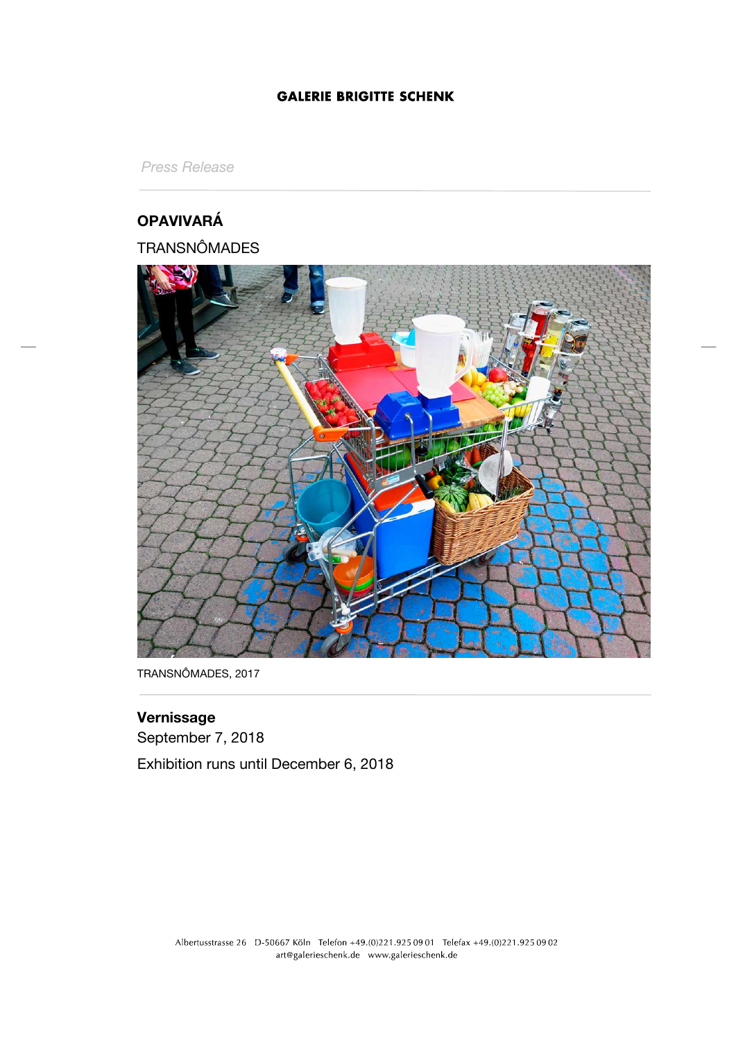**GALERIE BRIGITTE SCHENK**

*Press Release*

## OPAVIVARÁ

TRANSNÔMADES

TRANSNÔMADES, 2017

**Vernissage**
September 7, 2018

Exhibition runs until December 6, 2018

Albertusstrasse 26 D-50667 Köln Telefon +49.(0)221.925 09 01 Telefax +49.(0)221.925 09 02
art@galerieschenk.de www.galerieschenk.de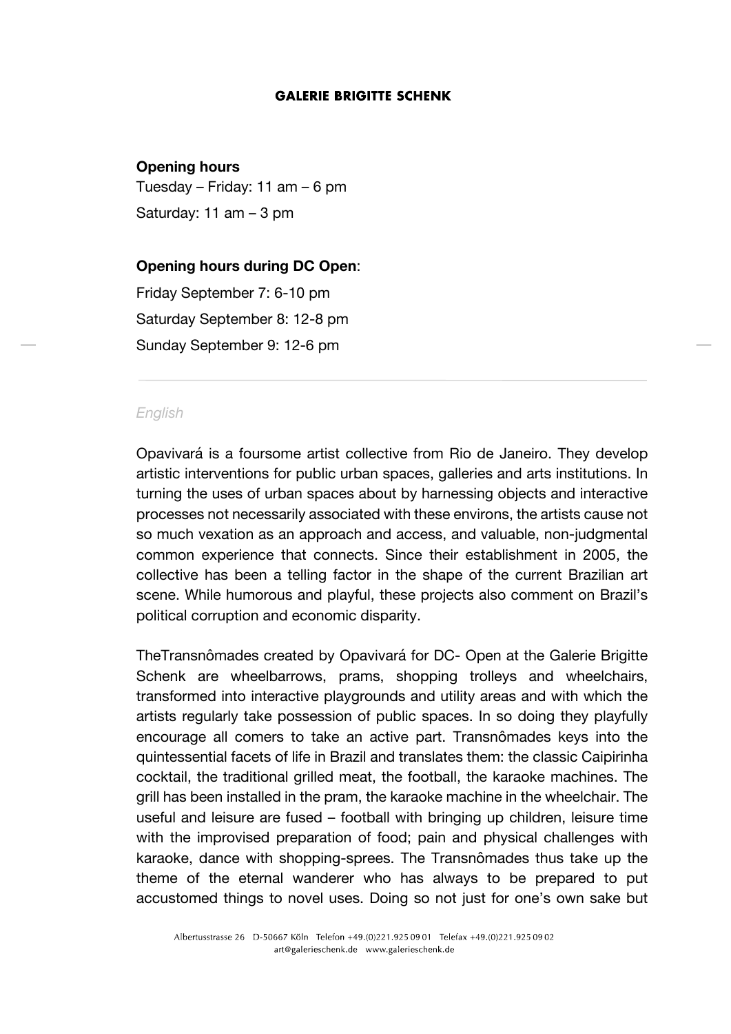**Opening hours**

Tuesday – Friday: 11 am – 6 pm

Saturday: 11 am – 3 pm

**Opening hours during DC Open**:

Friday September 7: 6-10 pm

Saturday September 8: 12-8 pm

Sunday September 9: 12-6 pm

---

*English*

Opavivará is a foursome artist collective from Rio de Janeiro. They develop artistic interventions for public urban spaces, galleries and arts institutions. In turning the uses of urban spaces about by harnessing objects and interactive processes not necessarily associated with these environs, the artists cause not so much vexation as an approach and access, and valuable, non-judgmental common experience that connects. Since their establishment in 2005, the collective has been a telling factor in the shape of the current Brazilian art scene. While humorous and playful, these projects also comment on Brazil's political corruption and economic disparity.

TheTransnômades created by Opavivará for DC- Open at the Galerie Brigitte Schenk are wheelbarrows, prams, shopping trolleys and wheelchairs, transformed into interactive playgrounds and utility areas and with which the artists regularly take possession of public spaces. In so doing they playfully encourage all comers to take an active part. Transnômades keys into the quintessential facets of life in Brazil and translates them: the classic Caipirinha cocktail, the traditional grilled meat, the football, the karaoke machines. The grill has been installed in the pram, the karaoke machine in the wheelchair. The useful and leisure are fused – football with bringing up children, leisure time with the improvised preparation of food; pain and physical challenges with karaoke, dance with shopping-sprees. The Transnômades thus take up the theme of the eternal wanderer who has always to be prepared to put accustomed things to novel uses. Doing so not just for one's own sake but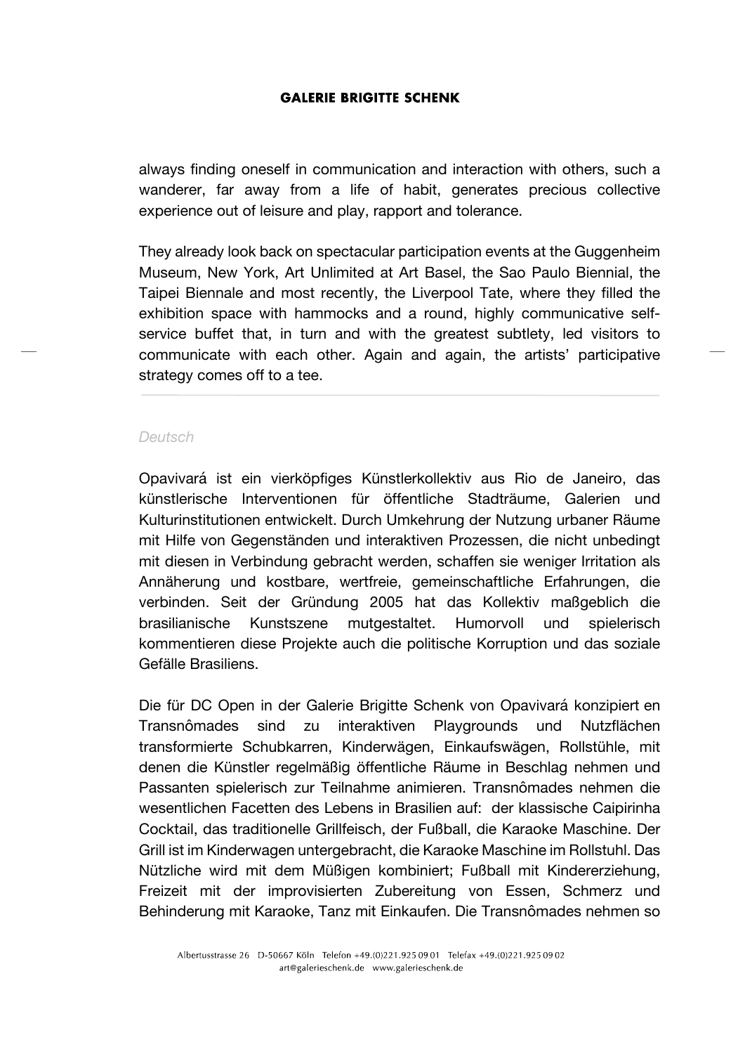always finding oneself in communication and interaction with others, such a wanderer, far away from a life of habit, generates precious collective experience out of leisure and play, rapport and tolerance.

They already look back on spectacular participation events at the Guggenheim Museum, New York, Art Unlimited at Art Basel, the Sao Paulo Biennial, the Taipei Biennale and most recently, the Liverpool Tate, where they filled the exhibition space with hammocks and a round, highly communicative self-service buffet that, in turn and with the greatest subtlety, led visitors to communicate with each other. Again and again, the artists' participative strategy comes off to a tee.

---

*Deutsch*

Opavivará ist ein vierköpfiges Künstlerkollektiv aus Rio de Janeiro, das künstlerische Interventionen für öffentliche Stadträume, Galerien und Kulturinstitutionen entwickelt. Durch Umkehrung der Nutzung urbaner Räume mit Hilfe von Gegenständen und interaktiven Prozessen, die nicht unbedingt mit diesen in Verbindung gebracht werden, schaffen sie weniger Irritation als Annäherung und kostbare, wertfreie, gemeinschaftliche Erfahrungen, die verbinden. Seit der Gründung 2005 hat das Kollektiv maßgeblich die brasilianische Kunstszene mutgestaltet. Humorvoll und spielerisch kommentieren diese Projekte auch die politische Korruption und das soziale Gefälle Brasiliens.

Die für DC Open in der Galerie Brigitte Schenk von Opavivará konzipiert en Transnômades sind zu interaktiven Playgrounds und Nutzflächen transformierte Schubkarren, Kinderwägen, Einkaufswägen, Rollstühle, mit denen die Künstler regelmäßig öffentliche Räume in Beschlag nehmen und Passanten spielerisch zur Teilnahme animieren. Transnômades nehmen die wesentlichen Facetten des Lebens in Brasilien auf: der klassische Caipirinha Cocktail, das traditionelle Grillfeisch, der Fußball, die Karaoke Maschine. Der Grill ist im Kinderwagen untergebracht, die Karaoke Maschine im Rollstuhl. Das Nützliche wird mit dem Müßigen kombiniert; Fußball mit Kindererziehung, Freizeit mit der improvisierten Zubereitung von Essen, Schmerz und Behinderung mit Karaoke, Tanz mit Einkaufen. Die Transnômades nehmen so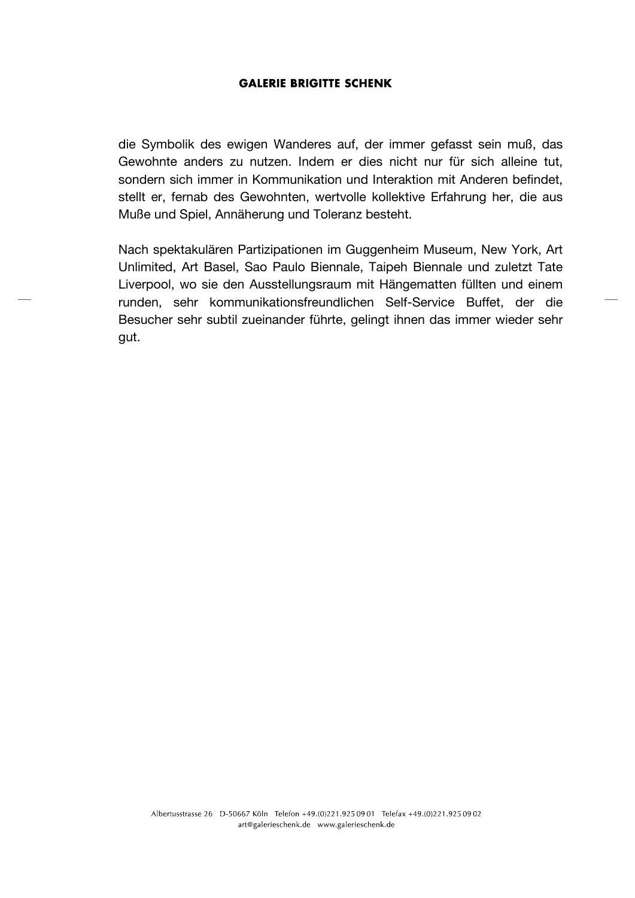die Symbolik des ewigen Wanderes auf, der immer gefasst sein muß, das Gewohnte anders zu nutzen. Indem er dies nicht nur für sich alleine tut, sondern sich immer in Kommunikation und Interaktion mit Anderen befindet, stellt er, fernab des Gewohnten, wertvolle kollektive Erfahrung her, die aus Muße und Spiel, Annäherung und Toleranz besteht.

Nach spektakulären Partizipationen im Guggenheim Museum, New York, Art Unlimited, Art Basel, Sao Paulo Biennale, Taipeh Biennale und zuletzt Tate Liverpool, wo sie den Ausstellungsraum mit Hängematten füllten und einem runden, sehr kommunikationsfreundlichen Self-Service Buffet, der die Besucher sehr subtil zueinander führte, gelingt ihnen das immer wieder sehr gut.